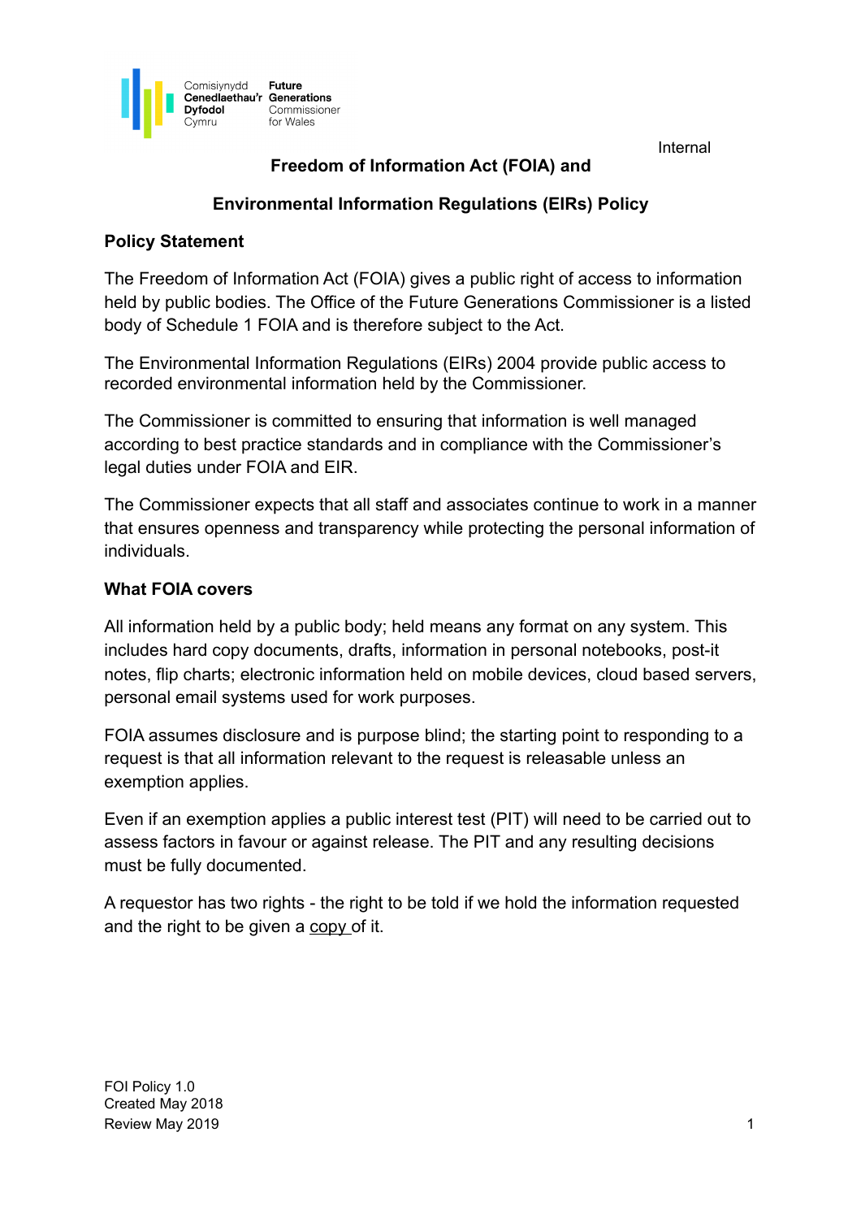Comisiynydd Cenedlaethau'r Dyfodol Cymru | Future Generations Commissioner for Wales

Internal

# Freedom of Information Act (FOIA) and Environmental Information Regulations (EIRs) Policy

## Policy Statement

The Freedom of Information Act (FOIA) gives a public right of access to information held by public bodies. The Office of the Future Generations Commissioner is a listed body of Schedule 1 FOIA and is therefore subject to the Act.

The Environmental Information Regulations (EIRs) 2004 provide public access to recorded environmental information held by the Commissioner.

The Commissioner is committed to ensuring that information is well managed according to best practice standards and in compliance with the Commissioner's legal duties under FOIA and EIR.

The Commissioner expects that all staff and associates continue to work in a manner that ensures openness and transparency while protecting the personal information of individuals.

## What FOIA covers

All information held by a public body; held means any format on any system. This includes hard copy documents, drafts, information in personal notebooks, post-it notes, flip charts; electronic information held on mobile devices, cloud based servers, personal email systems used for work purposes.

FOIA assumes disclosure and is purpose blind; the starting point to responding to a request is that all information relevant to the request is releasable unless an exemption applies.

Even if an exemption applies a public interest test (PIT) will need to be carried out to assess factors in favour or against release. The PIT and any resulting decisions must be fully documented.

A requestor has two rights - the right to be told if we hold the information requested and the right to be given a copy of it.

FOI Policy 1.0
Created May 2018
Review May 2019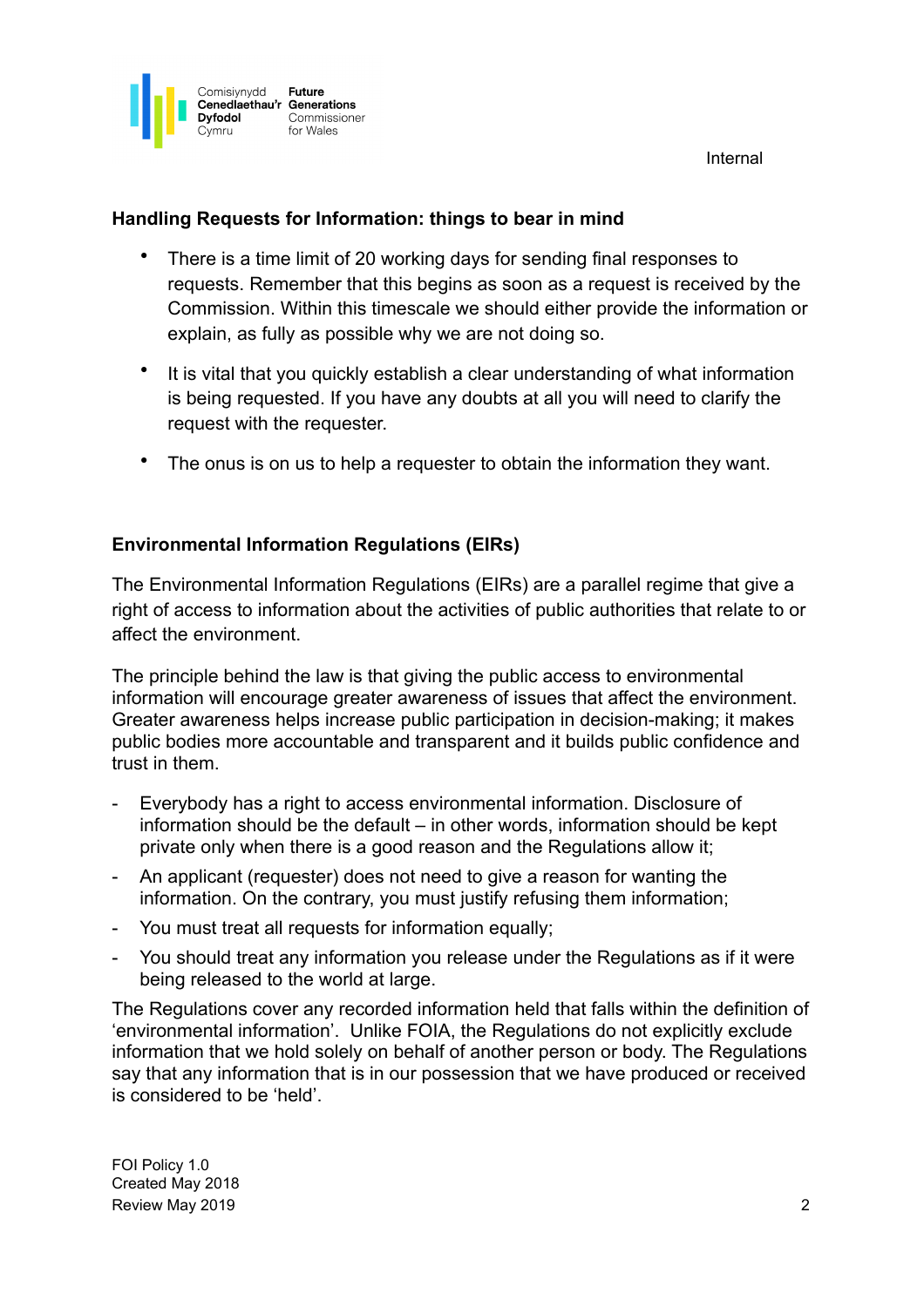Internal

### Handling Requests for Information: things to bear in mind

- There is a time limit of 20 working days for sending final responses to requests. Remember that this begins as soon as a request is received by the Commission. Within this timescale we should either provide the information or explain, as fully as possible why we are not doing so.
- It is vital that you quickly establish a clear understanding of what information is being requested. If you have any doubts at all you will need to clarify the request with the requester.
- The onus is on us to help a requester to obtain the information they want.

### Environmental Information Regulations (EIRs)

The Environmental Information Regulations (EIRs) are a parallel regime that give a right of access to information about the activities of public authorities that relate to or affect the environment.

The principle behind the law is that giving the public access to environmental information will encourage greater awareness of issues that affect the environment. Greater awareness helps increase public participation in decision-making; it makes public bodies more accountable and transparent and it builds public confidence and trust in them.

- Everybody has a right to access environmental information. Disclosure of information should be the default – in other words, information should be kept private only when there is a good reason and the Regulations allow it;
- An applicant (requester) does not need to give a reason for wanting the information. On the contrary, you must justify refusing them information;
- You must treat all requests for information equally;
- You should treat any information you release under the Regulations as if it were being released to the world at large.

The Regulations cover any recorded information held that falls within the definition of 'environmental information'. Unlike FOIA, the Regulations do not explicitly exclude information that we hold solely on behalf of another person or body. The Regulations say that any information that is in our possession that we have produced or received is considered to be 'held'.

FOI Policy 1.0
Created May 2018
Review May 2019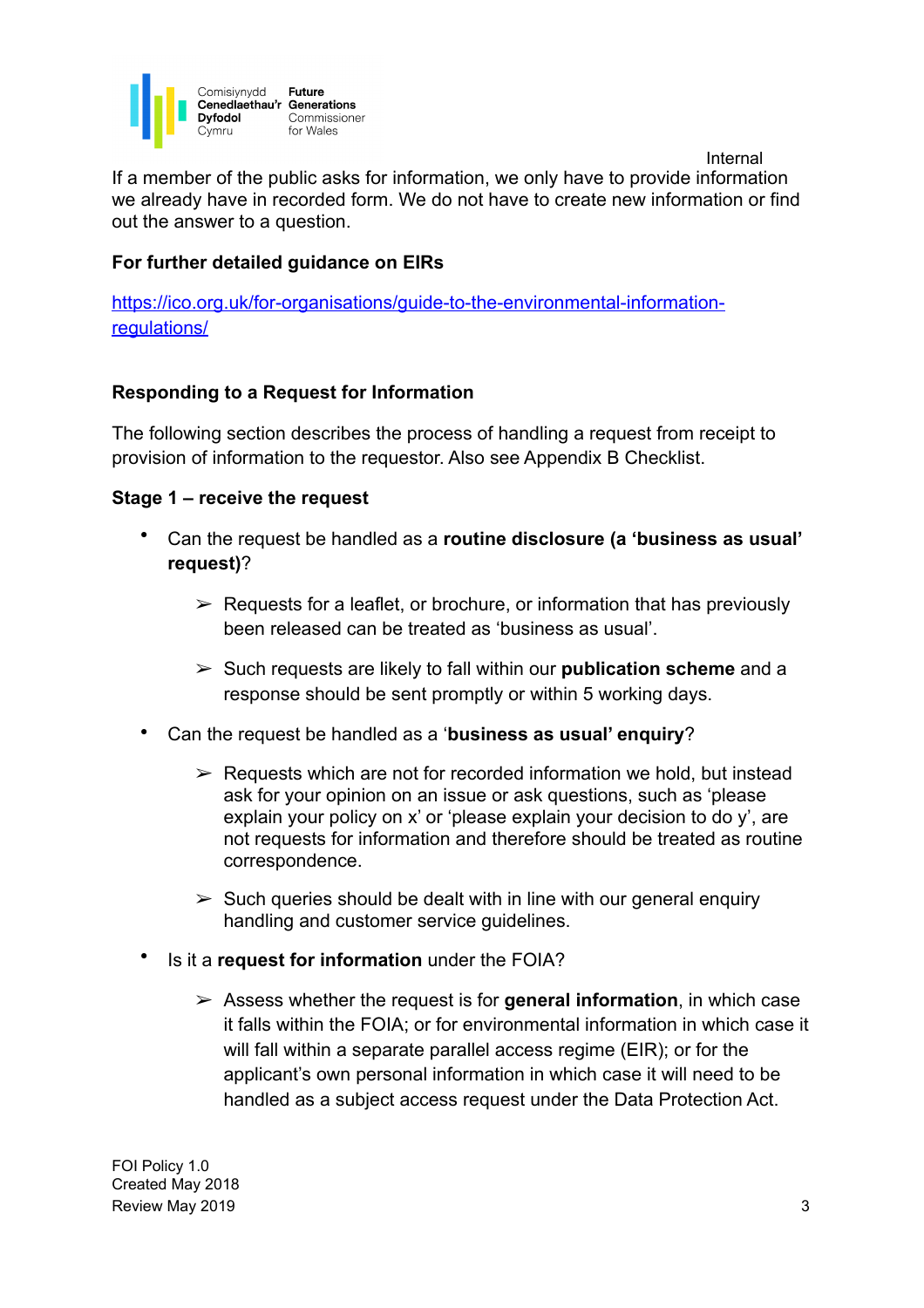If a member of the public asks for information, we only have to provide information we already have in recorded form. We do not have to create new information or find out the answer to a question.

**For further detailed guidance on EIRs**

https://ico.org.uk/for-organisations/guide-to-the-environmental-information-regulations/

### Responding to a Request for Information

The following section describes the process of handling a request from receipt to provision of information to the requestor. Also see Appendix B Checklist.

**Stage 1 – receive the request**

- Can the request be handled as a **routine disclosure (a 'business as usual' request)**?
  - ➢ Requests for a leaflet, or brochure, or information that has previously been released can be treated as 'business as usual'.
  - ➢ Such requests are likely to fall within our **publication scheme** and a response should be sent promptly or within 5 working days.
- Can the request be handled as a '**business as usual' enquiry**?
  - ➢ Requests which are not for recorded information we hold, but instead ask for your opinion on an issue or ask questions, such as 'please explain your policy on x' or 'please explain your decision to do y', are not requests for information and therefore should be treated as routine correspondence.
  - ➢ Such queries should be dealt with in line with our general enquiry handling and customer service guidelines.
- Is it a **request for information** under the FOIA?
  - ➢ Assess whether the request is for **general information**, in which case it falls within the FOIA; or for environmental information in which case it will fall within a separate parallel access regime (EIR); or for the applicant's own personal information in which case it will need to be handled as a subject access request under the Data Protection Act.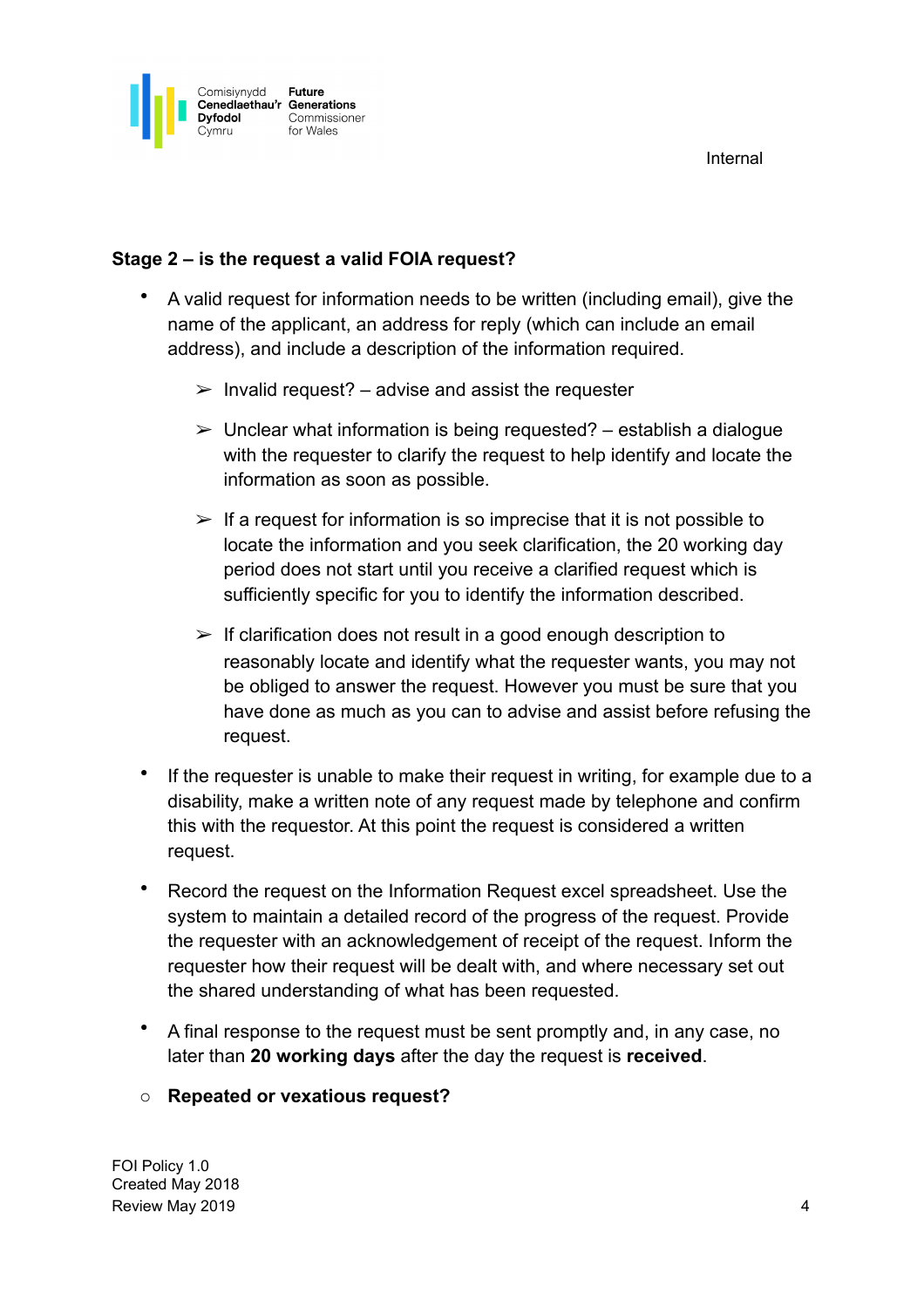### Stage 2 – is the request a valid FOIA request?

- A valid request for information needs to be written (including email), give the name of the applicant, an address for reply (which can include an email address), and include a description of the information required.
    - ➢ Invalid request? – advise and assist the requester
    - ➢ Unclear what information is being requested? – establish a dialogue with the requester to clarify the request to help identify and locate the information as soon as possible.
    - ➢ If a request for information is so imprecise that it is not possible to locate the information and you seek clarification, the 20 working day period does not start until you receive a clarified request which is sufficiently specific for you to identify the information described.
    - ➢ If clarification does not result in a good enough description to reasonably locate and identify what the requester wants, you may not be obliged to answer the request. However you must be sure that you have done as much as you can to advise and assist before refusing the request.
- If the requester is unable to make their request in writing, for example due to a disability, make a written note of any request made by telephone and confirm this with the requestor. At this point the request is considered a written request.
- Record the request on the Information Request excel spreadsheet. Use the system to maintain a detailed record of the progress of the request. Provide the requester with an acknowledgement of receipt of the request. Inform the requester how their request will be dealt with, and where necessary set out the shared understanding of what has been requested.
- A final response to the request must be sent promptly and, in any case, no later than **20 working days** after the day the request is **received**.

○ **Repeated or vexatious request?**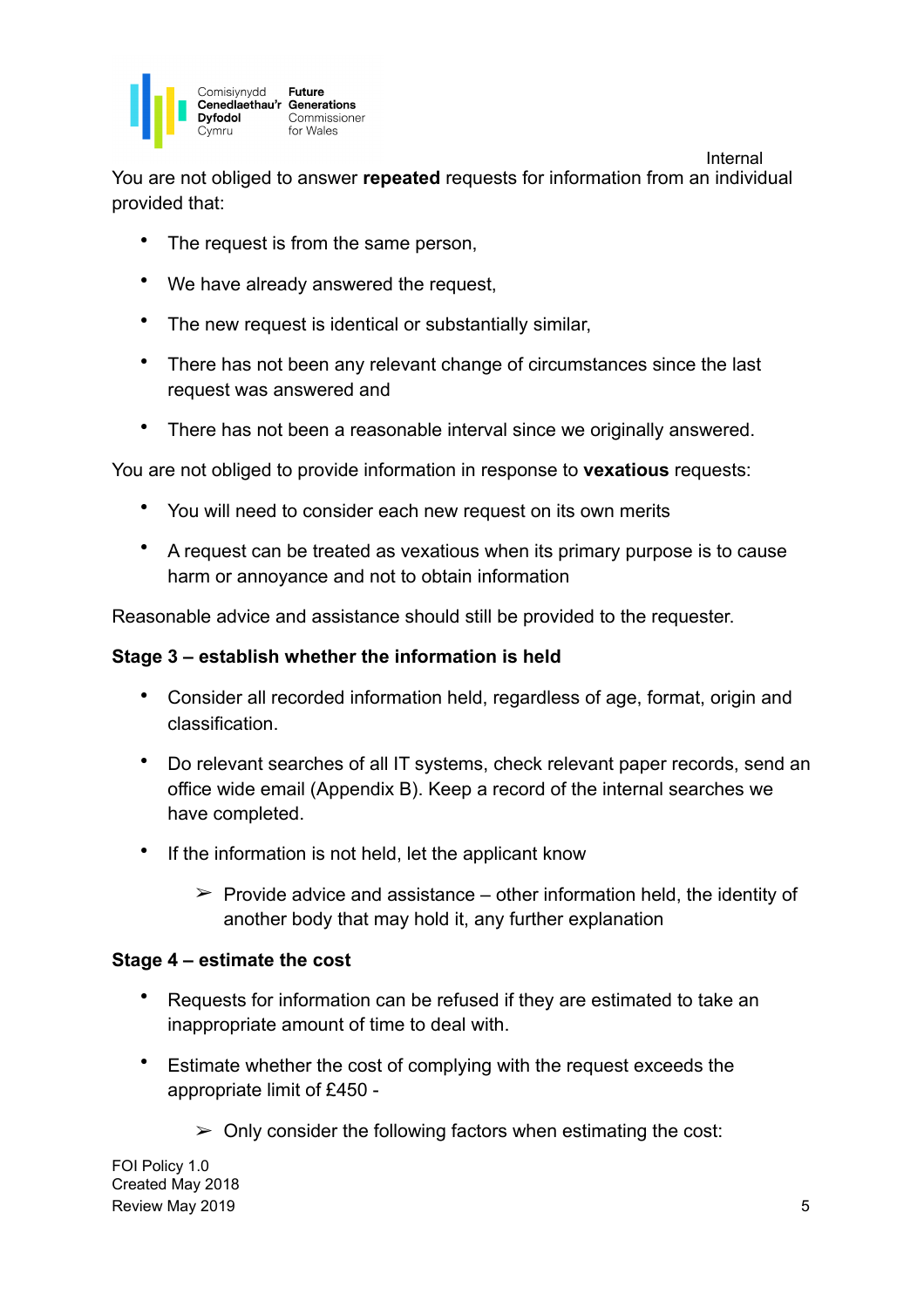You are not obliged to answer **repeated** requests for information from an individual provided that:

- The request is from the same person,
- We have already answered the request,
- The new request is identical or substantially similar,
- There has not been any relevant change of circumstances since the last request was answered and
- There has not been a reasonable interval since we originally answered.

You are not obliged to provide information in response to **vexatious** requests:

- You will need to consider each new request on its own merits
- A request can be treated as vexatious when its primary purpose is to cause harm or annoyance and not to obtain information

Reasonable advice and assistance should still be provided to the requester.

**Stage 3 – establish whether the information is held**

- Consider all recorded information held, regardless of age, format, origin and classification.
- Do relevant searches of all IT systems, check relevant paper records, send an office wide email (Appendix B). Keep a record of the internal searches we have completed.
- If the information is not held, let the applicant know
  - Provide advice and assistance – other information held, the identity of another body that may hold it, any further explanation

**Stage 4 – estimate the cost**

- Requests for information can be refused if they are estimated to take an inappropriate amount of time to deal with.
- Estimate whether the cost of complying with the request exceeds the appropriate limit of £450 -
  - Only consider the following factors when estimating the cost: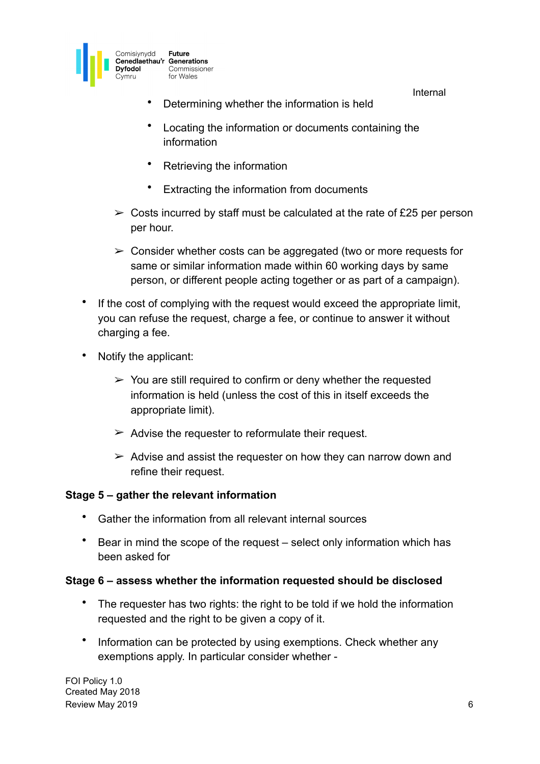- Determining whether the information is held
- Locating the information or documents containing the information
- Retrieving the information
- Extracting the information from documents

➢ Costs incurred by staff must be calculated at the rate of £25 per person per hour.

➢ Consider whether costs can be aggregated (two or more requests for same or similar information made within 60 working days by same person, or different people acting together or as part of a campaign).

- If the cost of complying with the request would exceed the appropriate limit, you can refuse the request, charge a fee, or continue to answer it without charging a fee.
- Notify the applicant:

  ➢ You are still required to confirm or deny whether the requested information is held (unless the cost of this in itself exceeds the appropriate limit).

  ➢ Advise the requester to reformulate their request.

  ➢ Advise and assist the requester on how they can narrow down and refine their request.

**Stage 5 – gather the relevant information**

- Gather the information from all relevant internal sources
- Bear in mind the scope of the request – select only information which has been asked for

**Stage 6 – assess whether the information requested should be disclosed**

- The requester has two rights: the right to be told if we hold the information requested and the right to be given a copy of it.
- Information can be protected by using exemptions. Check whether any exemptions apply. In particular consider whether -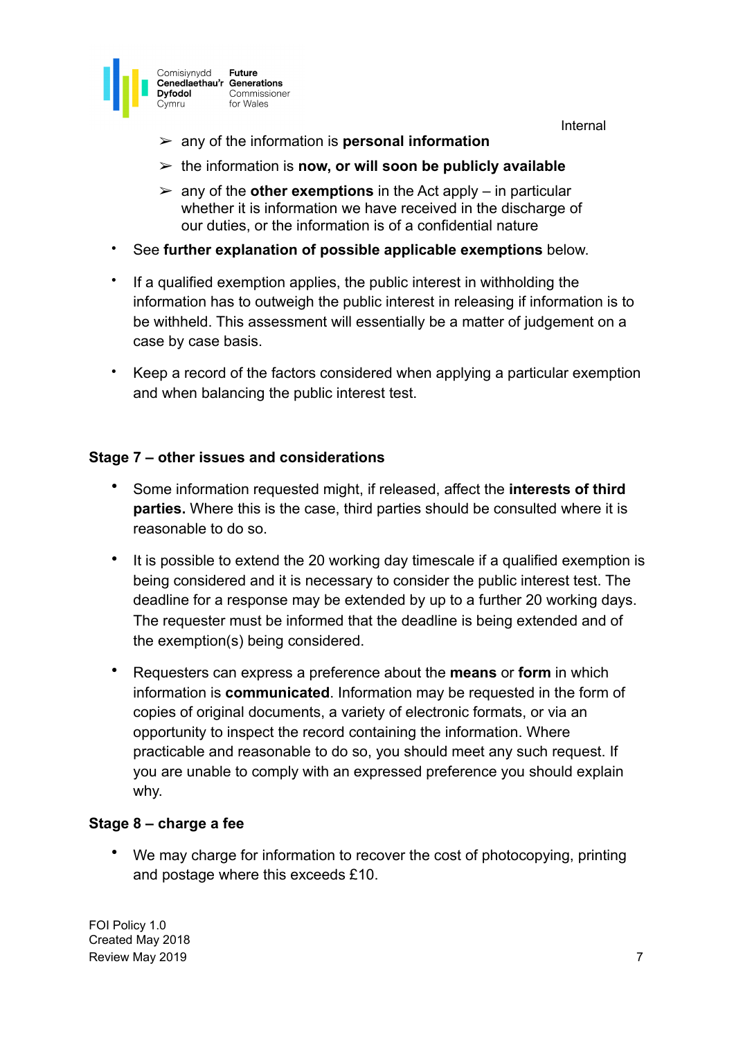- any of the information is **personal information**
- the information is **now, or will soon be publicly available**
- any of the **other exemptions** in the Act apply – in particular whether it is information we have received in the discharge of our duties, or the information is of a confidential nature

- See **further explanation of possible applicable exemptions** below.
- If a qualified exemption applies, the public interest in withholding the information has to outweigh the public interest in releasing if information is to be withheld. This assessment will essentially be a matter of judgement on a case by case basis.
- Keep a record of the factors considered when applying a particular exemption and when balancing the public interest test.

**Stage 7 – other issues and considerations**

- Some information requested might, if released, affect the **interests of third parties.** Where this is the case, third parties should be consulted where it is reasonable to do so.
- It is possible to extend the 20 working day timescale if a qualified exemption is being considered and it is necessary to consider the public interest test. The deadline for a response may be extended by up to a further 20 working days. The requester must be informed that the deadline is being extended and of the exemption(s) being considered.
- Requesters can express a preference about the **means** or **form** in which information is **communicated**. Information may be requested in the form of copies of original documents, a variety of electronic formats, or via an opportunity to inspect the record containing the information. Where practicable and reasonable to do so, you should meet any such request. If you are unable to comply with an expressed preference you should explain why.

**Stage 8 – charge a fee**

- We may charge for information to recover the cost of photocopying, printing and postage where this exceeds £10.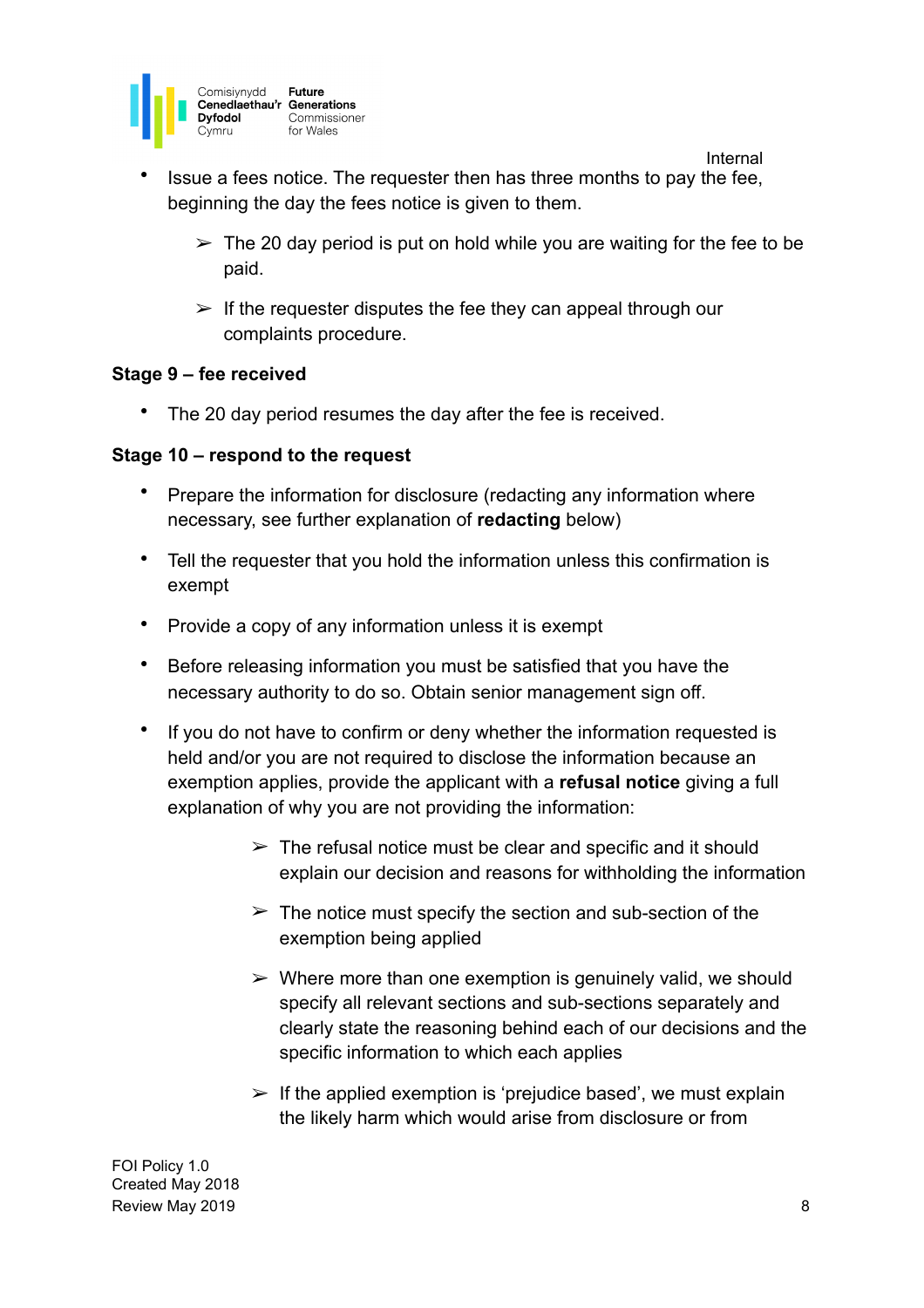- Issue a fees notice. The requester then has three months to pay the fee, beginning the day the fees notice is given to them.

  - ➢ The 20 day period is put on hold while you are waiting for the fee to be paid.

  - ➢ If the requester disputes the fee they can appeal through our complaints procedure.

**Stage 9 – fee received**

- The 20 day period resumes the day after the fee is received.

**Stage 10 – respond to the request**

- Prepare the information for disclosure (redacting any information where necessary, see further explanation of **redacting** below)

- Tell the requester that you hold the information unless this confirmation is exempt

- Provide a copy of any information unless it is exempt

- Before releasing information you must be satisfied that you have the necessary authority to do so. Obtain senior management sign off.

- If you do not have to confirm or deny whether the information requested is held and/or you are not required to disclose the information because an exemption applies, provide the applicant with a **refusal notice** giving a full explanation of why you are not providing the information:

  - ➢ The refusal notice must be clear and specific and it should explain our decision and reasons for withholding the information

  - ➢ The notice must specify the section and sub-section of the exemption being applied

  - ➢ Where more than one exemption is genuinely valid, we should specify all relevant sections and sub-sections separately and clearly state the reasoning behind each of our decisions and the specific information to which each applies

  - ➢ If the applied exemption is 'prejudice based', we must explain the likely harm which would arise from disclosure or from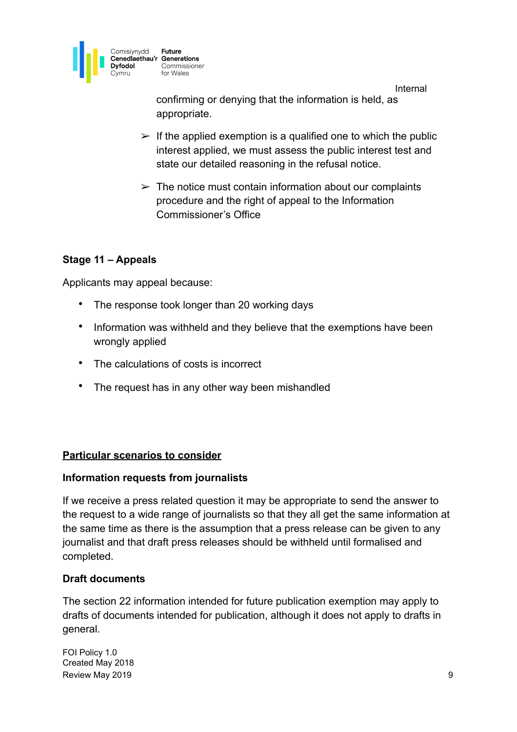confirming or denying that the information is held, as appropriate.

- If the applied exemption is a qualified one to which the public interest applied, we must assess the public interest test and state our detailed reasoning in the refusal notice.
- The notice must contain information about our complaints procedure and the right of appeal to the Information Commissioner's Office

**Stage 11 – Appeals**

Applicants may appeal because:

- The response took longer than 20 working days
- Information was withheld and they believe that the exemptions have been wrongly applied
- The calculations of costs is incorrect
- The request has in any other way been mishandled

**<u>Particular scenarios to consider</u>**

**Information requests from journalists**

If we receive a press related question it may be appropriate to send the answer to the request to a wide range of journalists so that they all get the same information at the same time as there is the assumption that a press release can be given to any journalist and that draft press releases should be withheld until formalised and completed.

**Draft documents**

The section 22 information intended for future publication exemption may apply to drafts of documents intended for publication, although it does not apply to drafts in general.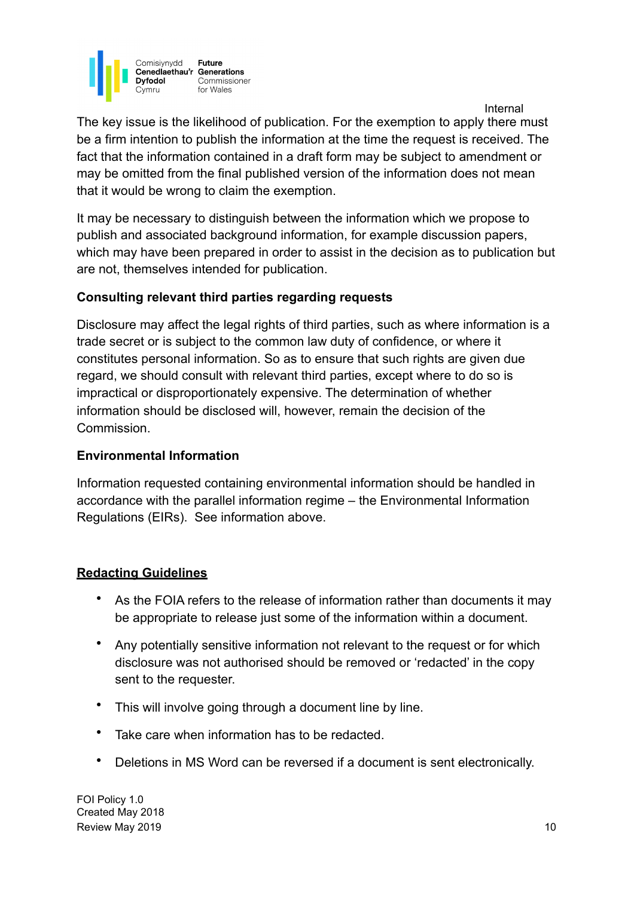The key issue is the likelihood of publication. For the exemption to apply there must be a firm intention to publish the information at the time the request is received. The fact that the information contained in a draft form may be subject to amendment or may be omitted from the final published version of the information does not mean that it would be wrong to claim the exemption.

It may be necessary to distinguish between the information which we propose to publish and associated background information, for example discussion papers, which may have been prepared in order to assist in the decision as to publication but are not, themselves intended for publication.

**Consulting relevant third parties regarding requests**

Disclosure may affect the legal rights of third parties, such as where information is a trade secret or is subject to the common law duty of confidence, or where it constitutes personal information. So as to ensure that such rights are given due regard, we should consult with relevant third parties, except where to do so is impractical or disproportionately expensive. The determination of whether information should be disclosed will, however, remain the decision of the Commission.

**Environmental Information**

Information requested containing environmental information should be handled in accordance with the parallel information regime – the Environmental Information Regulations (EIRs). See information above.

## Redacting Guidelines

- As the FOIA refers to the release of information rather than documents it may be appropriate to release just some of the information within a document.
- Any potentially sensitive information not relevant to the request or for which disclosure was not authorised should be removed or 'redacted' in the copy sent to the requester.
- This will involve going through a document line by line.
- Take care when information has to be redacted.
- Deletions in MS Word can be reversed if a document is sent electronically.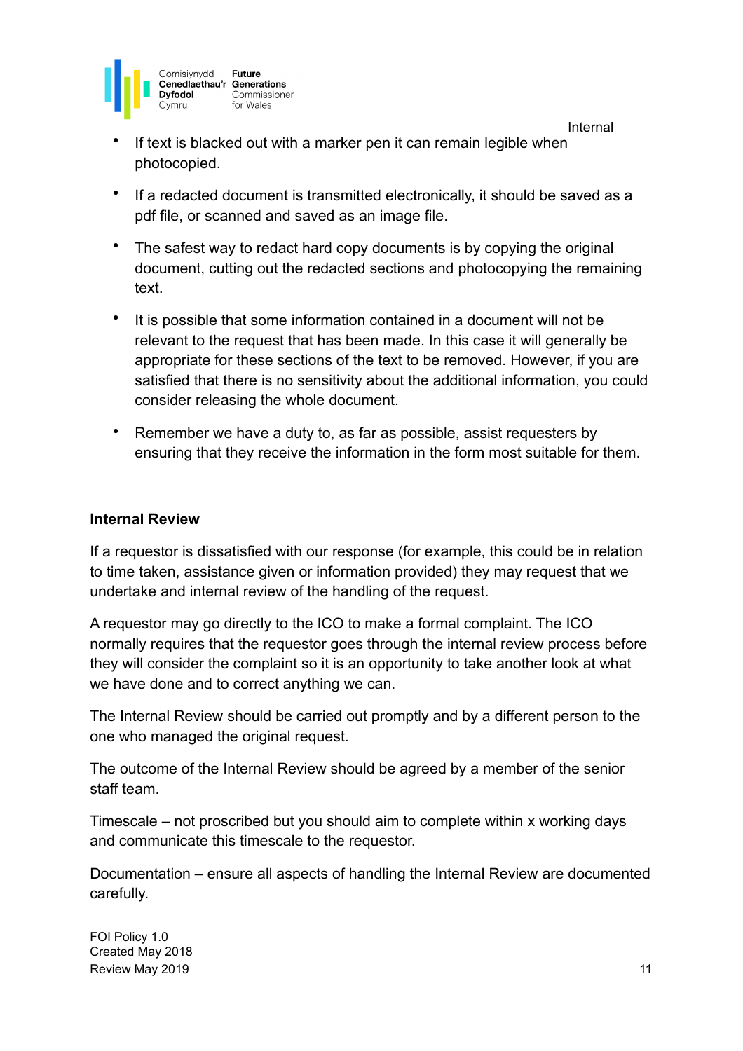- If text is blacked out with a marker pen it can remain legible when photocopied.
- If a redacted document is transmitted electronically, it should be saved as a pdf file, or scanned and saved as an image file.
- The safest way to redact hard copy documents is by copying the original document, cutting out the redacted sections and photocopying the remaining text.
- It is possible that some information contained in a document will not be relevant to the request that has been made. In this case it will generally be appropriate for these sections of the text to be removed. However, if you are satisfied that there is no sensitivity about the additional information, you could consider releasing the whole document.
- Remember we have a duty to, as far as possible, assist requesters by ensuring that they receive the information in the form most suitable for them.

**Internal Review**

If a requestor is dissatisfied with our response (for example, this could be in relation to time taken, assistance given or information provided) they may request that we undertake and internal review of the handling of the request.

A requestor may go directly to the ICO to make a formal complaint. The ICO normally requires that the requestor goes through the internal review process before they will consider the complaint so it is an opportunity to take another look at what we have done and to correct anything we can.

The Internal Review should be carried out promptly and by a different person to the one who managed the original request.

The outcome of the Internal Review should be agreed by a member of the senior staff team.

Timescale – not proscribed but you should aim to complete within x working days and communicate this timescale to the requestor.

Documentation – ensure all aspects of handling the Internal Review are documented carefully.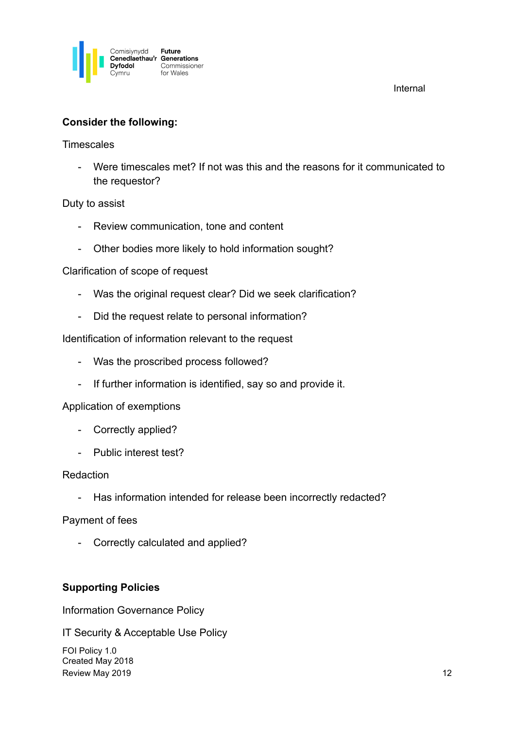**Consider the following:**

Timescales

- Were timescales met? If not was this and the reasons for it communicated to the requestor?

Duty to assist

- Review communication, tone and content
- Other bodies more likely to hold information sought?

Clarification of scope of request

- Was the original request clear? Did we seek clarification?
- Did the request relate to personal information?

Identification of information relevant to the request

- Was the proscribed process followed?
- If further information is identified, say so and provide it.

Application of exemptions

- Correctly applied?
- Public interest test?

Redaction

- Has information intended for release been incorrectly redacted?

Payment of fees

- Correctly calculated and applied?

**Supporting Policies**

Information Governance Policy

IT Security & Acceptable Use Policy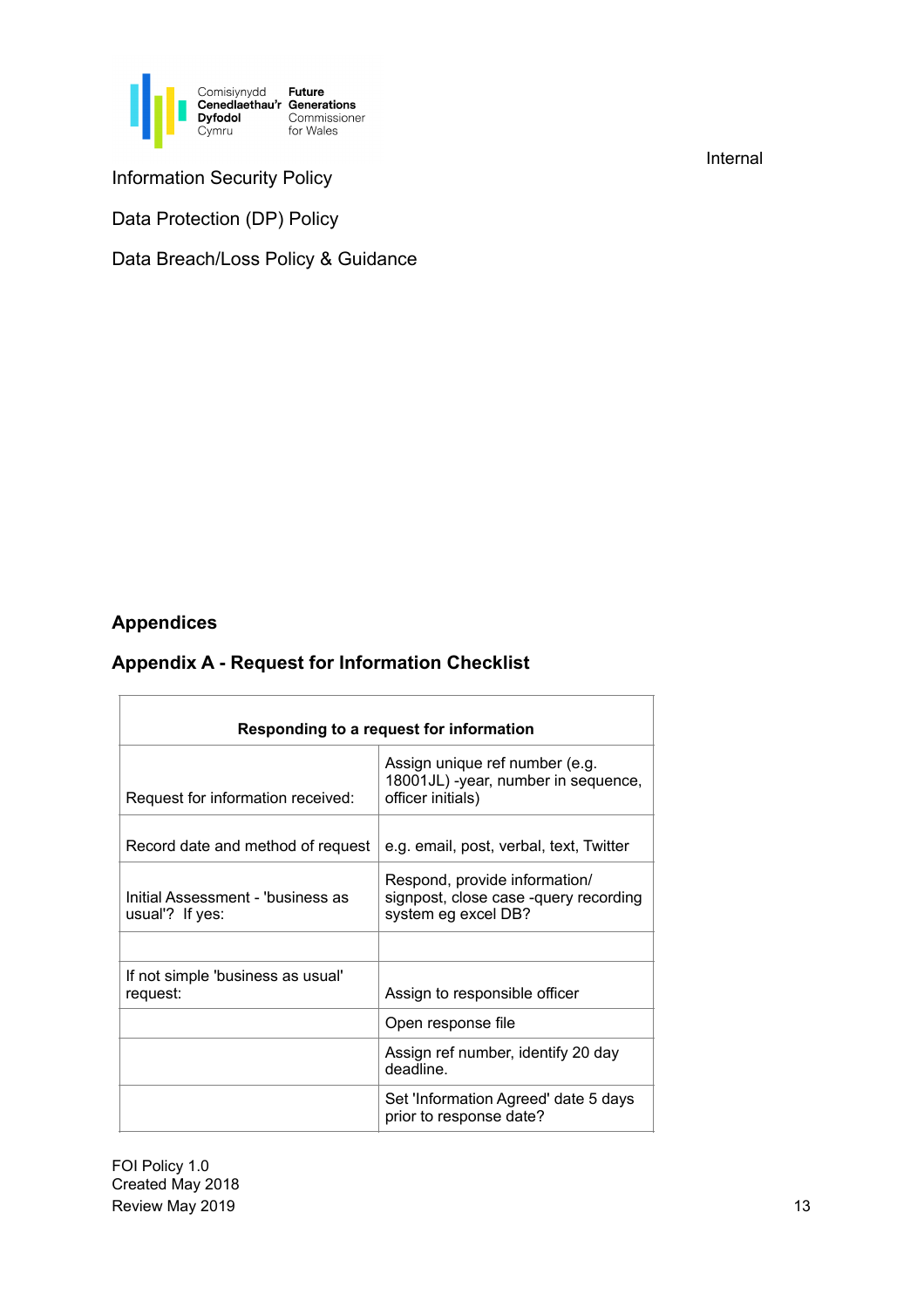Internal

Information Security Policy

Data Protection (DP) Policy

Data Breach/Loss Policy & Guidance

## Appendices

### Appendix A - Request for Information Checklist

| Responding to a request for information | |
|---|---|
| Request for information received: | Assign unique ref number (e.g. 18001JL) -year, number in sequence, officer initials) |
| Record date and method of request | e.g. email, post, verbal, text, Twitter |
| Initial Assessment - 'business as usual'? If yes: | Respond, provide information/ signpost, close case -query recording system eg excel DB? |
| | |
| If not simple 'business as usual' request: | Assign to responsible officer |
| | Open response file |
| | Assign ref number, identify 20 day deadline. |
| | Set 'Information Agreed' date 5 days prior to response date? |

FOI Policy 1.0
Created May 2018
Review May 2019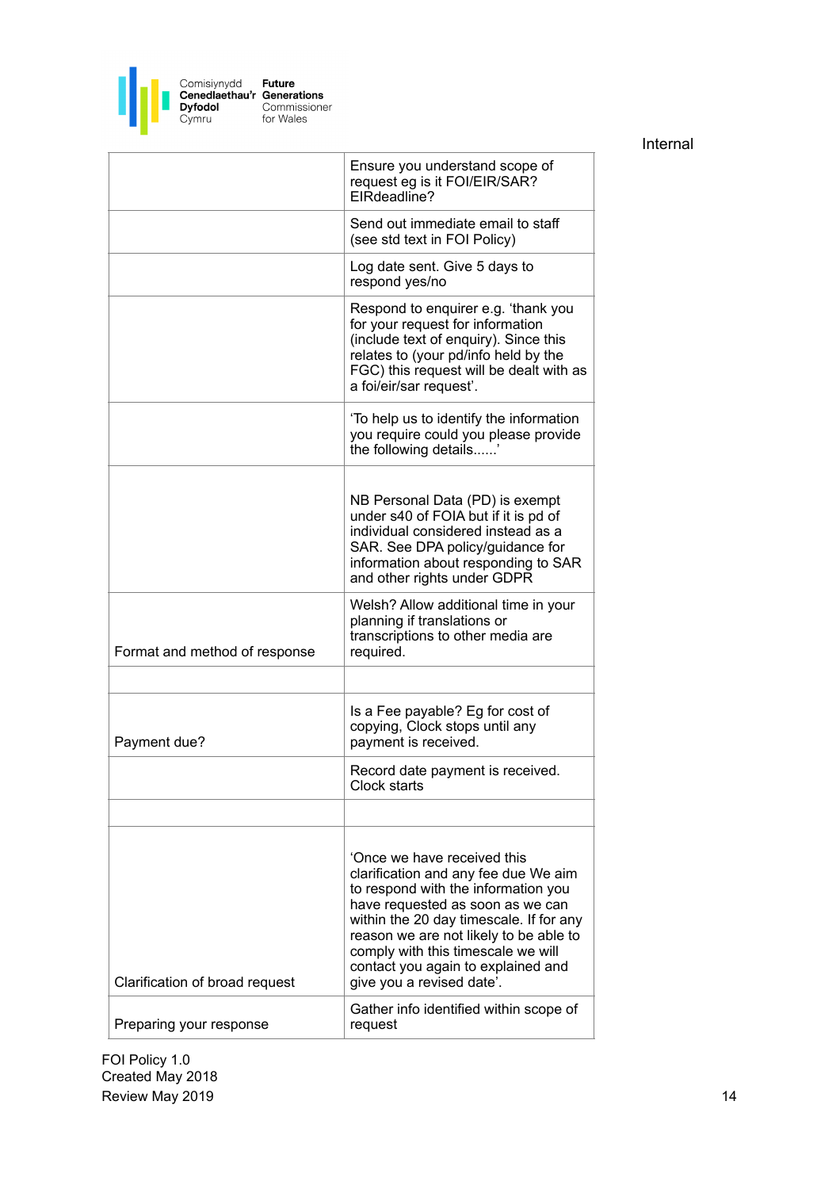| | |
|---|---|
| | Ensure you understand scope of request eg is it FOI/EIR/SAR? EIRdeadline? |
| | Send out immediate email to staff (see std text in FOI Policy) |
| | Log date sent. Give 5 days to respond yes/no |
| | Respond to enquirer e.g. 'thank you for your request for information (include text of enquiry). Since this relates to (your pd/info held by the FGC) this request will be dealt with as a foi/eir/sar request'. |
| | 'To help us to identify the information you require could you please provide the following details......' |
| | NB Personal Data (PD) is exempt under s40 of FOIA but if it is pd of individual considered instead as a SAR. See DPA policy/guidance for information about responding to SAR and other rights under GDPR |
| Format and method of response | Welsh? Allow additional time in your planning if translations or transcriptions to other media are required. |
| | |
| Payment due? | Is a Fee payable? Eg for cost of copying, Clock stops until any payment is received. |
| | Record date payment is received. Clock starts |
| | |
| Clarification of broad request | 'Once we have received this clarification and any fee due We aim to respond with the information you have requested as soon as we can within the 20 day timescale. If for any reason we are not likely to be able to comply with this timescale we will contact you again to explained and give you a revised date'. |
| Preparing your response | Gather info identified within scope of request |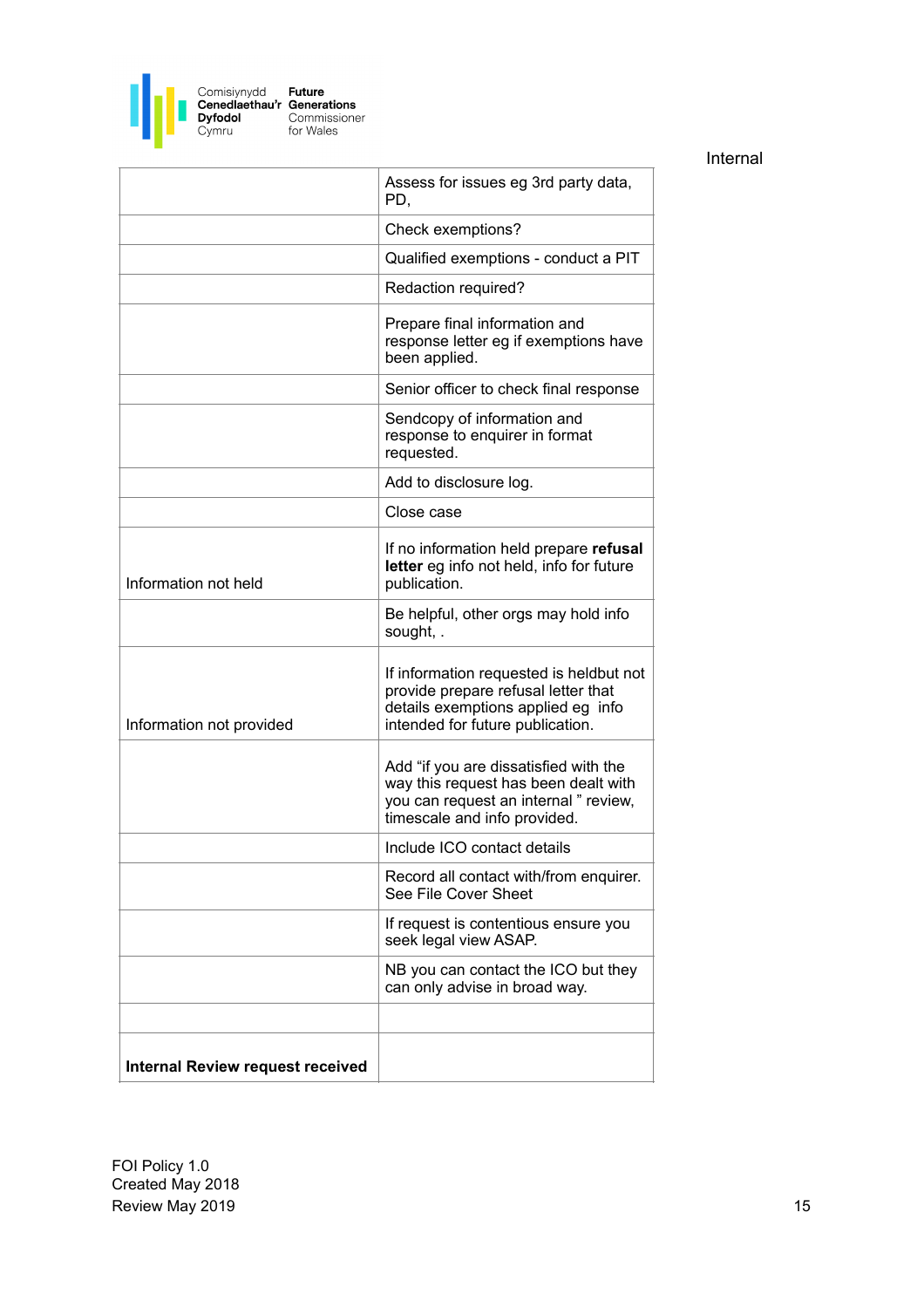| | |
|---|---|
| | Assess for issues eg 3rd party data, PD, |
| | Check exemptions? |
| | Qualified exemptions - conduct a PIT |
| | Redaction required? |
| | Prepare final information and response letter eg if exemptions have been applied. |
| | Senior officer to check final response |
| | Sendcopy of information and response to enquirer in format requested. |
| | Add to disclosure log. |
| | Close case |
| Information not held | If no information held prepare **refusal letter** eg info not held, info for future publication. |
| | Be helpful, other orgs may hold info sought, . |
| Information not provided | If information requested is heldbut not provide prepare refusal letter that details exemptions applied eg info intended for future publication. |
| | Add "if you are dissatisfied with the way this request has been dealt with you can request an internal " review, timescale and info provided. |
| | Include ICO contact details |
| | Record all contact with/from enquirer. See File Cover Sheet |
| | If request is contentious ensure you seek legal view ASAP. |
| | NB you can contact the ICO but they can only advise in broad way. |
| | |
| **Internal Review request received** | |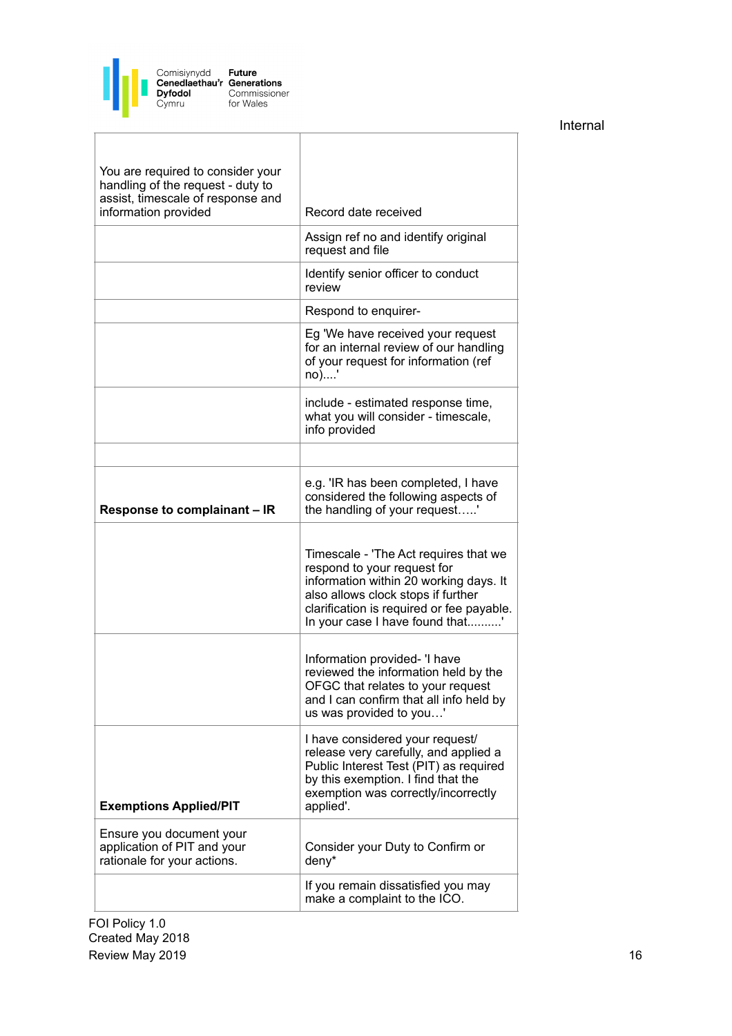| You are required to consider your handling of the request - duty to assist, timescale of response and information provided | Record date received |
|---|---|
| | Assign ref no and identify original request and file |
| | Identify senior officer to conduct review |
| | Respond to enquirer- |
| | Eg 'We have received your request for an internal review of our handling of your request for information (ref no)....' |
| | include - estimated response time, what you will consider - timescale, info provided |
| | |
| **Response to complainant – IR** | e.g. 'IR has been completed, I have considered the following aspects of the handling of your request…..' |
| | Timescale - 'The Act requires that we respond to your request for information within 20 working days. It also allows clock stops if further clarification is required or fee payable. In your case I have found that..........' |
| | Information provided- 'I have reviewed the information held by the OFGC that relates to your request and I can confirm that all info held by us was provided to you…' |
| **Exemptions Applied/PIT** | I have considered your request/ release very carefully, and applied a Public Interest Test (PIT) as required by this exemption. I find that the exemption was correctly/incorrectly applied'. |
| Ensure you document your application of PIT and your rationale for your actions. | Consider your Duty to Confirm or deny* |
| | If you remain dissatisfied you may make a complaint to the ICO. |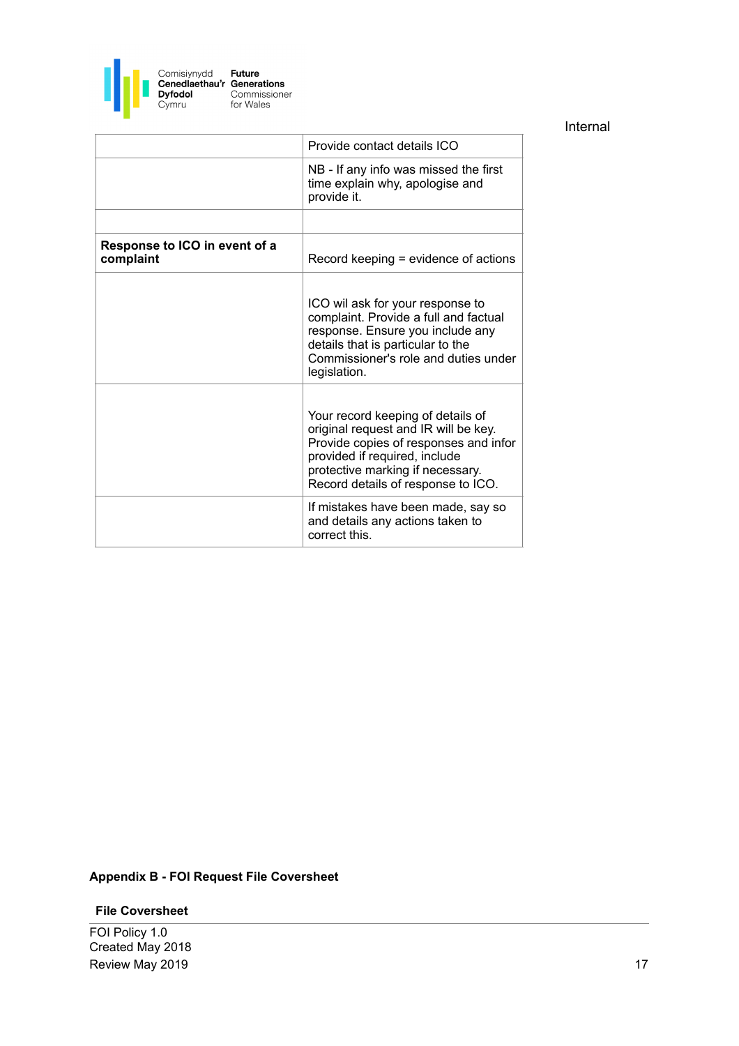| | |
|---|---|
| | Provide contact details ICO |
| | NB - If any info was missed the first time explain why, apologise and provide it. |
| | |
| **Response to ICO in event of a complaint** | Record keeping = evidence of actions |
| | ICO wil ask for your response to complaint. Provide a full and factual response. Ensure you include any details that is particular to the Commissioner's role and duties under legislation. |
| | Your record keeping of details of original request and IR will be key. Provide copies of responses and infor provided if required, include protective marking if necessary. Record details of response to ICO. |
| | If mistakes have been made, say so and details any actions taken to correct this. |

## Appendix B - FOI Request File Coversheet

**File Coversheet**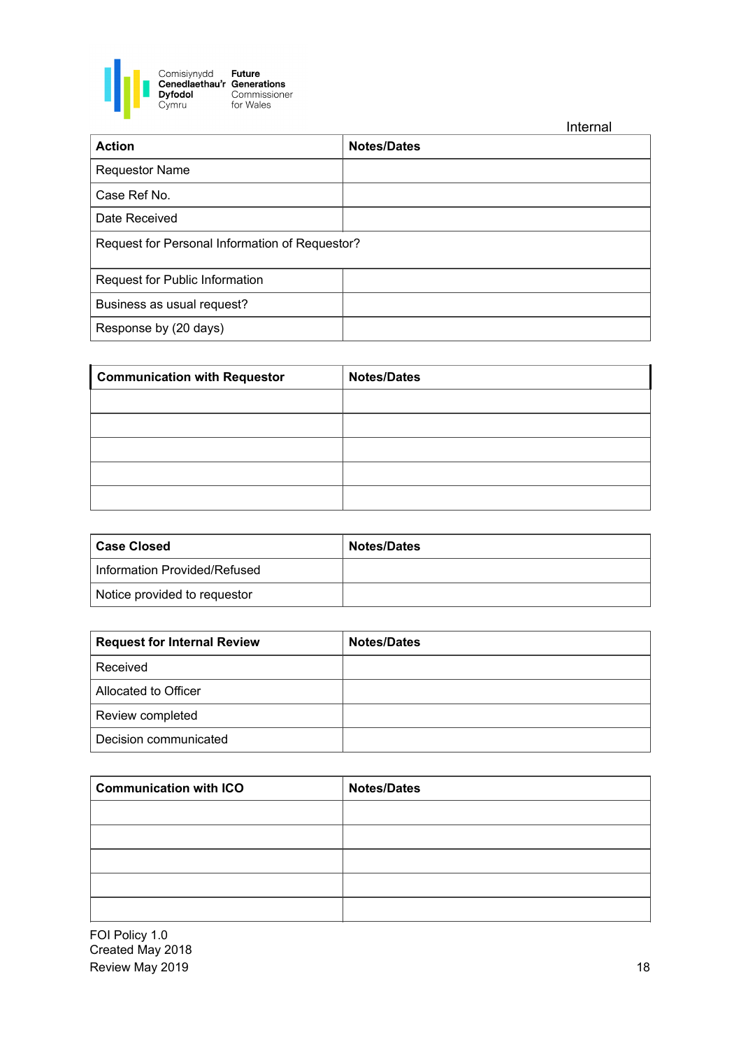Comisiynydd Cenedlaethau'r Dyfodol Cymru
Future Generations Commissioner for Wales

Internal

| Action | Notes/Dates |
|---|---|
| Requestor Name | |
| Case Ref No. | |
| Date Received | |
| Request for Personal Information of Requestor? | |
| Request for Public Information | |
| Business as usual request? | |
| Response by (20 days) | |

| Communication with Requestor | Notes/Dates |
|---|---|
| | |
| | |
| | |
| | |
| | |

| Case Closed | Notes/Dates |
|---|---|
| Information Provided/Refused | |
| Notice provided to requestor | |

| Request for Internal Review | Notes/Dates |
|---|---|
| Received | |
| Allocated to Officer | |
| Review completed | |
| Decision communicated | |

| Communication with ICO | Notes/Dates |
|---|---|
| | |
| | |
| | |
| | |
| | |

FOI Policy 1.0
Created May 2018
Review May 2019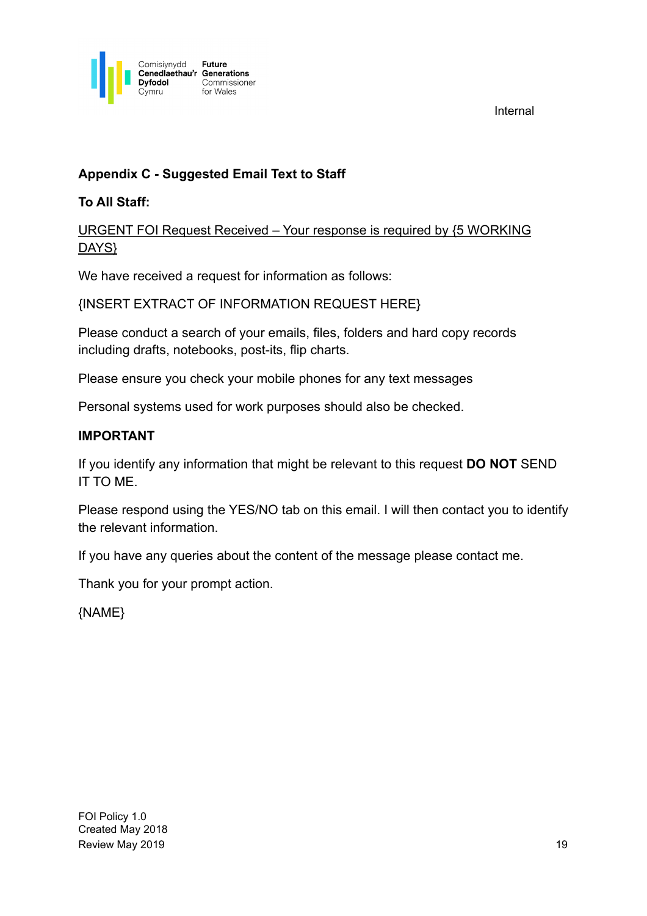## Appendix C - Suggested Email Text to Staff

**To All Staff:**

URGENT FOI Request Received – Your response is required by {5 WORKING DAYS}

We have received a request for information as follows:

{INSERT EXTRACT OF INFORMATION REQUEST HERE}

Please conduct a search of your emails, files, folders and hard copy records including drafts, notebooks, post-its, flip charts.

Please ensure you check your mobile phones for any text messages

Personal systems used for work purposes should also be checked.

**IMPORTANT**

If you identify any information that might be relevant to this request **DO NOT** SEND IT TO ME.

Please respond using the YES/NO tab on this email. I will then contact you to identify the relevant information.

If you have any queries about the content of the message please contact me.

Thank you for your prompt action.

{NAME}